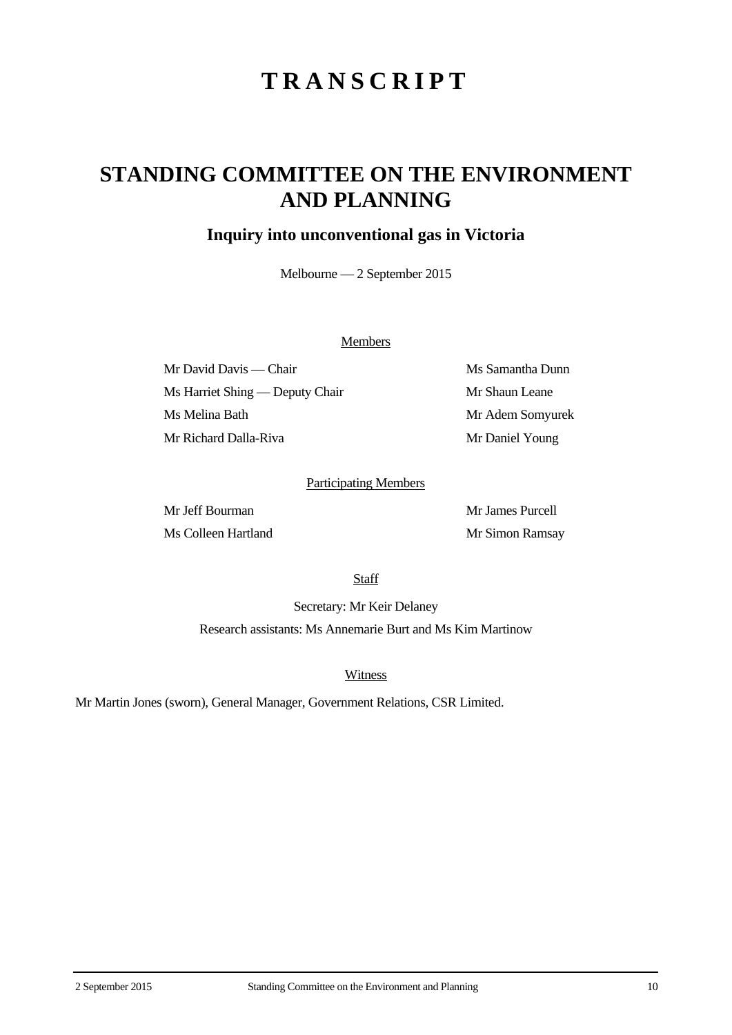# TRANSCRIPT

## STANDING COMMITTEE ON THE ENVIRONMENT AND PLANNING

### Inquiry into unconventional gas in Victoria

Melbourne — 2 September 2015

Members

Mr David Davis — Chair

Ms Harriet Shing — Deputy Chair

Ms Melina Bath

Mr Richard Dalla-Riva

Ms Samantha Dunn

Mr Shaun Leane

Mr Adem Somyurek

Mr Daniel Young

Participating Members

Mr Jeff Bourman

Ms Colleen Hartland

Mr James Purcell

Mr Simon Ramsay

Staff

Secretary: Mr Keir Delaney

Research assistants: Ms Annemarie Burt and Ms Kim Martinow

Witness

Mr Martin Jones (sworn), General Manager, Government Relations, CSR Limited.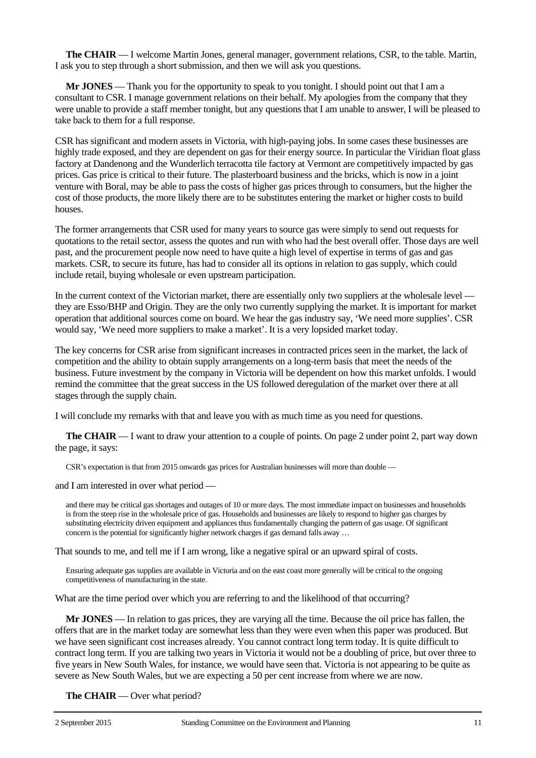**The CHAIR** — I welcome Martin Jones, general manager, government relations, CSR, to the table. Martin, I ask you to step through a short submission, and then we will ask you questions.

**Mr JONES** — Thank you for the opportunity to speak to you tonight. I should point out that I am a consultant to CSR. I manage government relations on their behalf. My apologies from the company that they were unable to provide a staff member tonight, but any questions that I am unable to answer, I will be pleased to take back to them for a full response.

CSR has significant and modern assets in Victoria, with high-paying jobs. In some cases these businesses are highly trade exposed, and they are dependent on gas for their energy source. In particular the Viridian float glass factory at Dandenong and the Wunderlich terracotta tile factory at Vermont are competitively impacted by gas prices. Gas price is critical to their future. The plasterboard business and the bricks, which is now in a joint venture with Boral, may be able to pass the costs of higher gas prices through to consumers, but the higher the cost of those products, the more likely there are to be substitutes entering the market or higher costs to build houses.

The former arrangements that CSR used for many years to source gas were simply to send out requests for quotations to the retail sector, assess the quotes and run with who had the best overall offer. Those days are well past, and the procurement people now need to have quite a high level of expertise in terms of gas and gas markets. CSR, to secure its future, has had to consider all its options in relation to gas supply, which could include retail, buying wholesale or even upstream participation.

In the current context of the Victorian market, there are essentially only two suppliers at the wholesale level — they are Esso/BHP and Origin. They are the only two currently supplying the market. It is important for market operation that additional sources come on board. We hear the gas industry say, 'We need more supplies'. CSR would say, 'We need more suppliers to make a market'. It is a very lopsided market today.

The key concerns for CSR arise from significant increases in contracted prices seen in the market, the lack of competition and the ability to obtain supply arrangements on a long-term basis that meet the needs of the business. Future investment by the company in Victoria will be dependent on how this market unfolds. I would remind the committee that the great success in the US followed deregulation of the market over there at all stages through the supply chain.

I will conclude my remarks with that and leave you with as much time as you need for questions.

**The CHAIR** — I want to draw your attention to a couple of points. On page 2 under point 2, part way down the page, it says:

> CSR's expectation is that from 2015 onwards gas prices for Australian businesses will more than double —

and I am interested in over what period —

> and there may be critical gas shortages and outages of 10 or more days. The most immediate impact on businesses and households is from the steep rise in the wholesale price of gas. Households and businesses are likely to respond to higher gas charges by substituting electricity driven equipment and appliances thus fundamentally changing the pattern of gas usage. Of significant concern is the potential for significantly higher network charges if gas demand falls away …

That sounds to me, and tell me if I am wrong, like a negative spiral or an upward spiral of costs.

> Ensuring adequate gas supplies are available in Victoria and on the east coast more generally will be critical to the ongoing competitiveness of manufacturing in the state.

What are the time period over which you are referring to and the likelihood of that occurring?

**Mr JONES** — In relation to gas prices, they are varying all the time. Because the oil price has fallen, the offers that are in the market today are somewhat less than they were even when this paper was produced. But we have seen significant cost increases already. You cannot contract long term today. It is quite difficult to contract long term. If you are talking two years in Victoria it would not be a doubling of price, but over three to five years in New South Wales, for instance, we would have seen that. Victoria is not appearing to be quite as severe as New South Wales, but we are expecting a 50 per cent increase from where we are now.

**The CHAIR** — Over what period?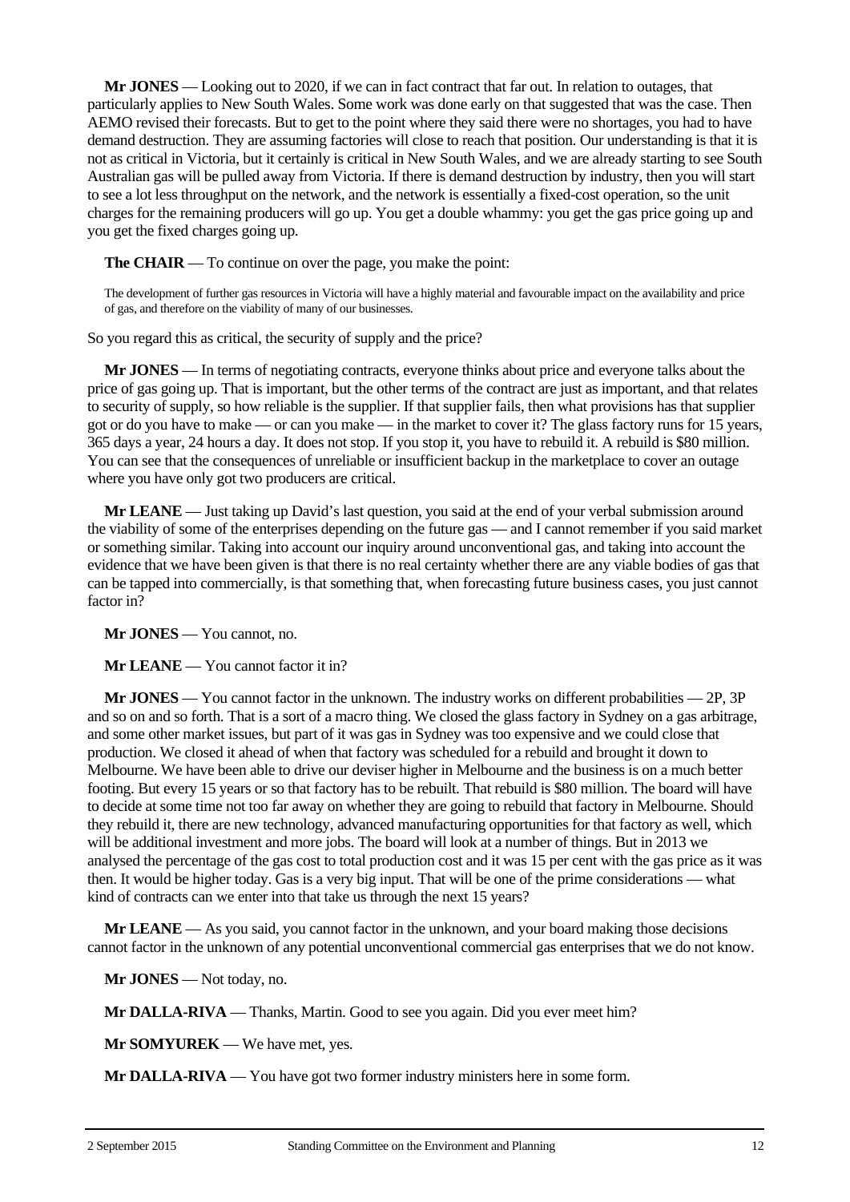**Mr JONES** — Looking out to 2020, if we can in fact contract that far out. In relation to outages, that particularly applies to New South Wales. Some work was done early on that suggested that was the case. Then AEMO revised their forecasts. But to get to the point where they said there were no shortages, you had to have demand destruction. They are assuming factories will close to reach that position. Our understanding is that it is not as critical in Victoria, but it certainly is critical in New South Wales, and we are already starting to see South Australian gas will be pulled away from Victoria. If there is demand destruction by industry, then you will start to see a lot less throughput on the network, and the network is essentially a fixed-cost operation, so the unit charges for the remaining producers will go up. You get a double whammy: you get the gas price going up and you get the fixed charges going up.

**The CHAIR** — To continue on over the page, you make the point:

> The development of further gas resources in Victoria will have a highly material and favourable impact on the availability and price of gas, and therefore on the viability of many of our businesses.

So you regard this as critical, the security of supply and the price?

**Mr JONES** — In terms of negotiating contracts, everyone thinks about price and everyone talks about the price of gas going up. That is important, but the other terms of the contract are just as important, and that relates to security of supply, so how reliable is the supplier. If that supplier fails, then what provisions has that supplier got or do you have to make — or can you make — in the market to cover it? The glass factory runs for 15 years, 365 days a year, 24 hours a day. It does not stop. If you stop it, you have to rebuild it. A rebuild is $80 million. You can see that the consequences of unreliable or insufficient backup in the marketplace to cover an outage where you have only got two producers are critical.

**Mr LEANE** — Just taking up David's last question, you said at the end of your verbal submission around the viability of some of the enterprises depending on the future gas — and I cannot remember if you said market or something similar. Taking into account our inquiry around unconventional gas, and taking into account the evidence that we have been given is that there is no real certainty whether there are any viable bodies of gas that can be tapped into commercially, is that something that, when forecasting future business cases, you just cannot factor in?

**Mr JONES** — You cannot, no.

**Mr LEANE** — You cannot factor it in?

**Mr JONES** — You cannot factor in the unknown. The industry works on different probabilities — 2P, 3P and so on and so forth. That is a sort of a macro thing. We closed the glass factory in Sydney on a gas arbitrage, and some other market issues, but part of it was gas in Sydney was too expensive and we could close that production. We closed it ahead of when that factory was scheduled for a rebuild and brought it down to Melbourne. We have been able to drive our deviser higher in Melbourne and the business is on a much better footing. But every 15 years or so that factory has to be rebuilt. That rebuild is $80 million. The board will have to decide at some time not too far away on whether they are going to rebuild that factory in Melbourne. Should they rebuild it, there are new technology, advanced manufacturing opportunities for that factory as well, which will be additional investment and more jobs. The board will look at a number of things. But in 2013 we analysed the percentage of the gas cost to total production cost and it was 15 per cent with the gas price as it was then. It would be higher today. Gas is a very big input. That will be one of the prime considerations — what kind of contracts can we enter into that take us through the next 15 years?

**Mr LEANE** — As you said, you cannot factor in the unknown, and your board making those decisions cannot factor in the unknown of any potential unconventional commercial gas enterprises that we do not know.

**Mr JONES** — Not today, no.

**Mr DALLA-RIVA** — Thanks, Martin. Good to see you again. Did you ever meet him?

**Mr SOMYUREK** — We have met, yes.

**Mr DALLA-RIVA** — You have got two former industry ministers here in some form.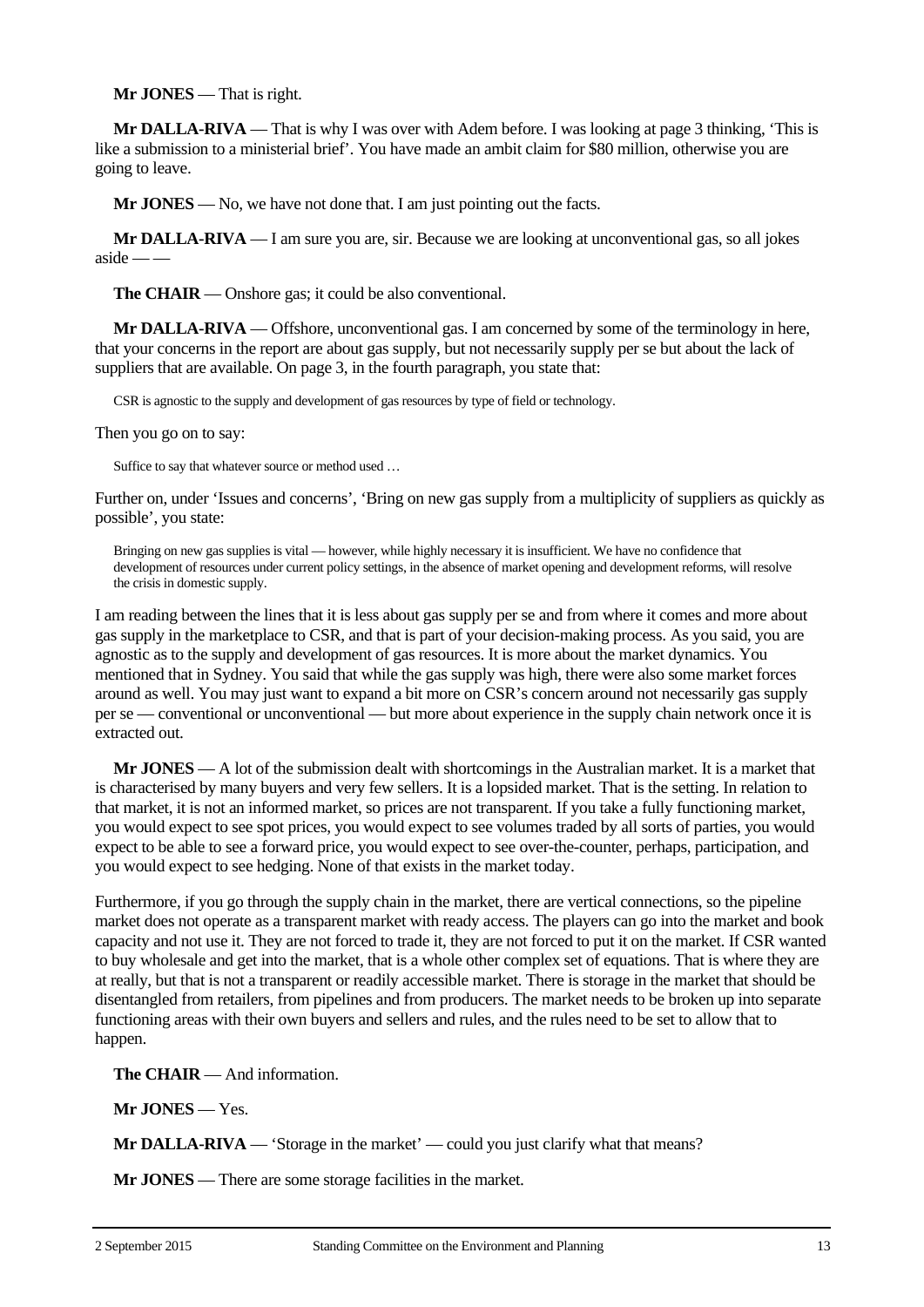**Mr JONES** — That is right.

**Mr DALLA-RIVA** — That is why I was over with Adem before. I was looking at page 3 thinking, 'This is like a submission to a ministerial brief'. You have made an ambit claim for $80 million, otherwise you are going to leave.

**Mr JONES** — No, we have not done that. I am just pointing out the facts.

**Mr DALLA-RIVA** — I am sure you are, sir. Because we are looking at unconventional gas, so all jokes aside — —

**The CHAIR** — Onshore gas; it could be also conventional.

**Mr DALLA-RIVA** — Offshore, unconventional gas. I am concerned by some of the terminology in here, that your concerns in the report are about gas supply, but not necessarily supply per se but about the lack of suppliers that are available. On page 3, in the fourth paragraph, you state that:

> CSR is agnostic to the supply and development of gas resources by type of field or technology.

Then you go on to say:

> Suffice to say that whatever source or method used …

Further on, under 'Issues and concerns', 'Bring on new gas supply from a multiplicity of suppliers as quickly as possible', you state:

> Bringing on new gas supplies is vital — however, while highly necessary it is insufficient. We have no confidence that development of resources under current policy settings, in the absence of market opening and development reforms, will resolve the crisis in domestic supply.

I am reading between the lines that it is less about gas supply per se and from where it comes and more about gas supply in the marketplace to CSR, and that is part of your decision-making process. As you said, you are agnostic as to the supply and development of gas resources. It is more about the market dynamics. You mentioned that in Sydney. You said that while the gas supply was high, there were also some market forces around as well. You may just want to expand a bit more on CSR's concern around not necessarily gas supply per se — conventional or unconventional — but more about experience in the supply chain network once it is extracted out.

**Mr JONES** — A lot of the submission dealt with shortcomings in the Australian market. It is a market that is characterised by many buyers and very few sellers. It is a lopsided market. That is the setting. In relation to that market, it is not an informed market, so prices are not transparent. If you take a fully functioning market, you would expect to see spot prices, you would expect to see volumes traded by all sorts of parties, you would expect to be able to see a forward price, you would expect to see over-the-counter, perhaps, participation, and you would expect to see hedging. None of that exists in the market today.

Furthermore, if you go through the supply chain in the market, there are vertical connections, so the pipeline market does not operate as a transparent market with ready access. The players can go into the market and book capacity and not use it. They are not forced to trade it, they are not forced to put it on the market. If CSR wanted to buy wholesale and get into the market, that is a whole other complex set of equations. That is where they are at really, but that is not a transparent or readily accessible market. There is storage in the market that should be disentangled from retailers, from pipelines and from producers. The market needs to be broken up into separate functioning areas with their own buyers and sellers and rules, and the rules need to be set to allow that to happen.

**The CHAIR** — And information.

**Mr JONES** — Yes.

**Mr DALLA-RIVA** — 'Storage in the market' — could you just clarify what that means?

**Mr JONES** — There are some storage facilities in the market.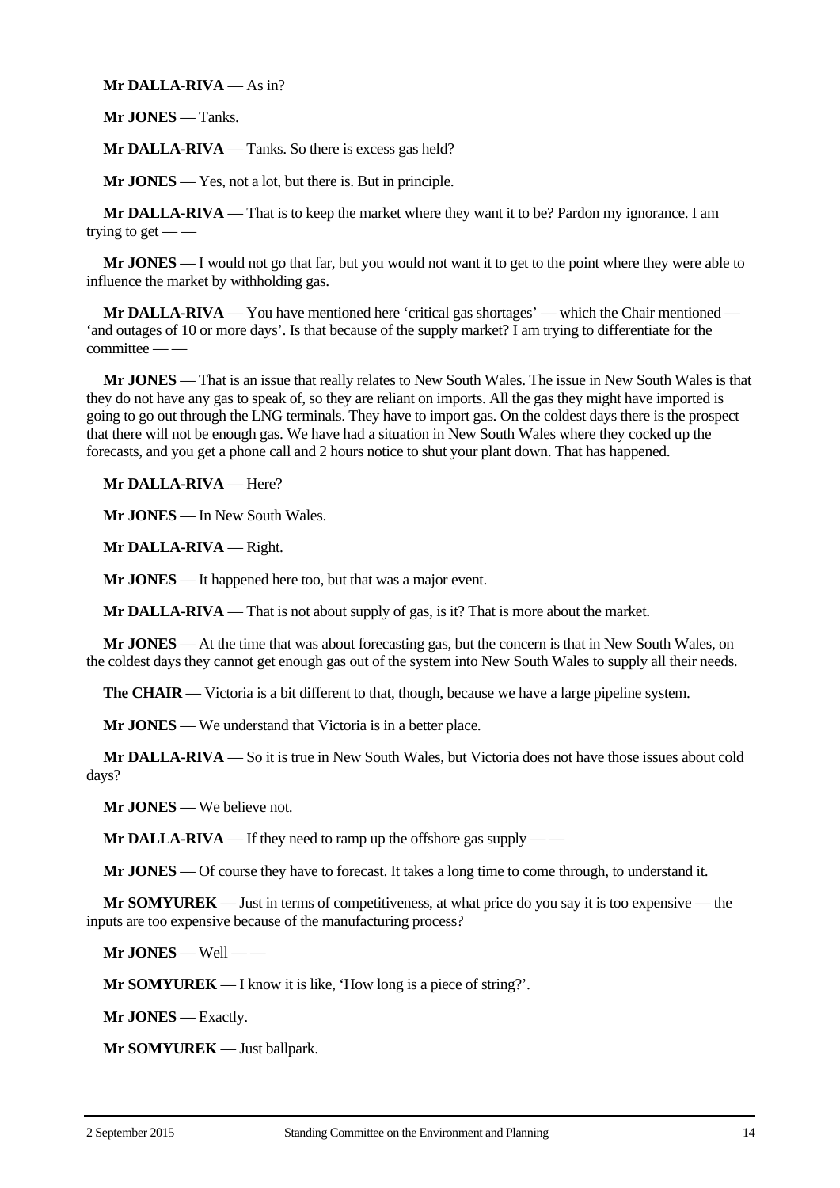**Mr DALLA-RIVA** — As in?

**Mr JONES** — Tanks.

**Mr DALLA-RIVA** — Tanks. So there is excess gas held?

**Mr JONES** — Yes, not a lot, but there is. But in principle.

**Mr DALLA-RIVA** — That is to keep the market where they want it to be? Pardon my ignorance. I am trying to get — —

**Mr JONES** — I would not go that far, but you would not want it to get to the point where they were able to influence the market by withholding gas.

**Mr DALLA-RIVA** — You have mentioned here 'critical gas shortages' — which the Chair mentioned — 'and outages of 10 or more days'. Is that because of the supply market? I am trying to differentiate for the committee — —

**Mr JONES** — That is an issue that really relates to New South Wales. The issue in New South Wales is that they do not have any gas to speak of, so they are reliant on imports. All the gas they might have imported is going to go out through the LNG terminals. They have to import gas. On the coldest days there is the prospect that there will not be enough gas. We have had a situation in New South Wales where they cocked up the forecasts, and you get a phone call and 2 hours notice to shut your plant down. That has happened.

**Mr DALLA-RIVA** — Here?

**Mr JONES** — In New South Wales.

**Mr DALLA-RIVA** — Right.

**Mr JONES** — It happened here too, but that was a major event.

**Mr DALLA-RIVA** — That is not about supply of gas, is it? That is more about the market.

**Mr JONES** — At the time that was about forecasting gas, but the concern is that in New South Wales, on the coldest days they cannot get enough gas out of the system into New South Wales to supply all their needs.

**The CHAIR** — Victoria is a bit different to that, though, because we have a large pipeline system.

**Mr JONES** — We understand that Victoria is in a better place.

**Mr DALLA-RIVA** — So it is true in New South Wales, but Victoria does not have those issues about cold days?

**Mr JONES** — We believe not.

**Mr DALLA-RIVA** — If they need to ramp up the offshore gas supply — —

**Mr JONES** — Of course they have to forecast. It takes a long time to come through, to understand it.

**Mr SOMYUREK** — Just in terms of competitiveness, at what price do you say it is too expensive — the inputs are too expensive because of the manufacturing process?

**Mr JONES** — Well — —

**Mr SOMYUREK** — I know it is like, 'How long is a piece of string?'.

**Mr JONES** — Exactly.

**Mr SOMYUREK** — Just ballpark.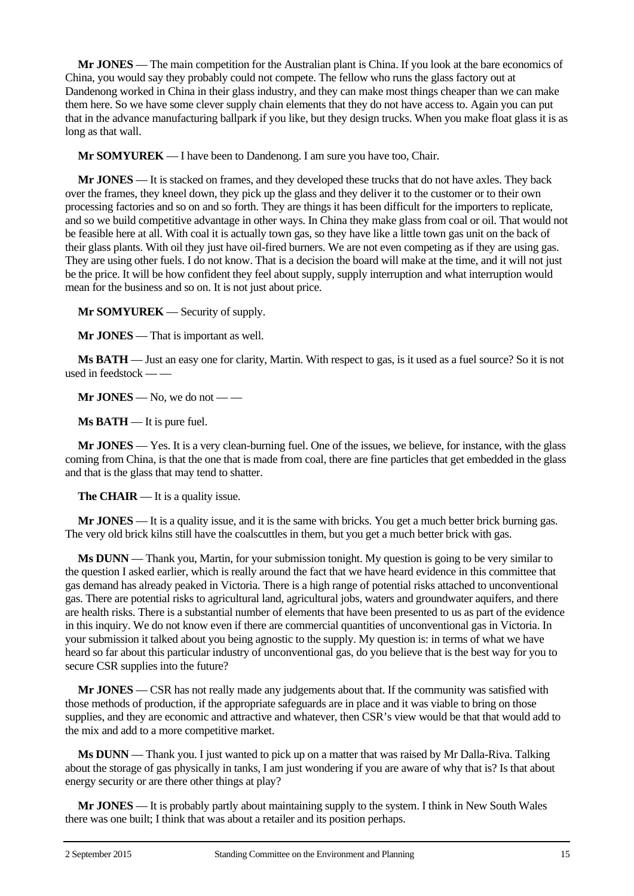**Mr JONES** — The main competition for the Australian plant is China. If you look at the bare economics of China, you would say they probably could not compete. The fellow who runs the glass factory out at Dandenong worked in China in their glass industry, and they can make most things cheaper than we can make them here. So we have some clever supply chain elements that they do not have access to. Again you can put that in the advance manufacturing ballpark if you like, but they design trucks. When you make float glass it is as long as that wall.

**Mr SOMYUREK** — I have been to Dandenong. I am sure you have too, Chair.

**Mr JONES** — It is stacked on frames, and they developed these trucks that do not have axles. They back over the frames, they kneel down, they pick up the glass and they deliver it to the customer or to their own processing factories and so on and so forth. They are things it has been difficult for the importers to replicate, and so we build competitive advantage in other ways. In China they make glass from coal or oil. That would not be feasible here at all. With coal it is actually town gas, so they have like a little town gas unit on the back of their glass plants. With oil they just have oil-fired burners. We are not even competing as if they are using gas. They are using other fuels. I do not know. That is a decision the board will make at the time, and it will not just be the price. It will be how confident they feel about supply, supply interruption and what interruption would mean for the business and so on. It is not just about price.

**Mr SOMYUREK** — Security of supply.

**Mr JONES** — That is important as well.

**Ms BATH** — Just an easy one for clarity, Martin. With respect to gas, is it used as a fuel source? So it is not used in feedstock — —

**Mr JONES** — No, we do not — —

**Ms BATH** — It is pure fuel.

**Mr JONES** — Yes. It is a very clean-burning fuel. One of the issues, we believe, for instance, with the glass coming from China, is that the one that is made from coal, there are fine particles that get embedded in the glass and that is the glass that may tend to shatter.

**The CHAIR** — It is a quality issue.

**Mr JONES** — It is a quality issue, and it is the same with bricks. You get a much better brick burning gas. The very old brick kilns still have the coalscuttles in them, but you get a much better brick with gas.

**Ms DUNN** — Thank you, Martin, for your submission tonight. My question is going to be very similar to the question I asked earlier, which is really around the fact that we have heard evidence in this committee that gas demand has already peaked in Victoria. There is a high range of potential risks attached to unconventional gas. There are potential risks to agricultural land, agricultural jobs, waters and groundwater aquifers, and there are health risks. There is a substantial number of elements that have been presented to us as part of the evidence in this inquiry. We do not know even if there are commercial quantities of unconventional gas in Victoria. In your submission it talked about you being agnostic to the supply. My question is: in terms of what we have heard so far about this particular industry of unconventional gas, do you believe that is the best way for you to secure CSR supplies into the future?

**Mr JONES** — CSR has not really made any judgements about that. If the community was satisfied with those methods of production, if the appropriate safeguards are in place and it was viable to bring on those supplies, and they are economic and attractive and whatever, then CSR's view would be that that would add to the mix and add to a more competitive market.

**Ms DUNN** — Thank you. I just wanted to pick up on a matter that was raised by Mr Dalla-Riva. Talking about the storage of gas physically in tanks, I am just wondering if you are aware of why that is? Is that about energy security or are there other things at play?

**Mr JONES** — It is probably partly about maintaining supply to the system. I think in New South Wales there was one built; I think that was about a retailer and its position perhaps.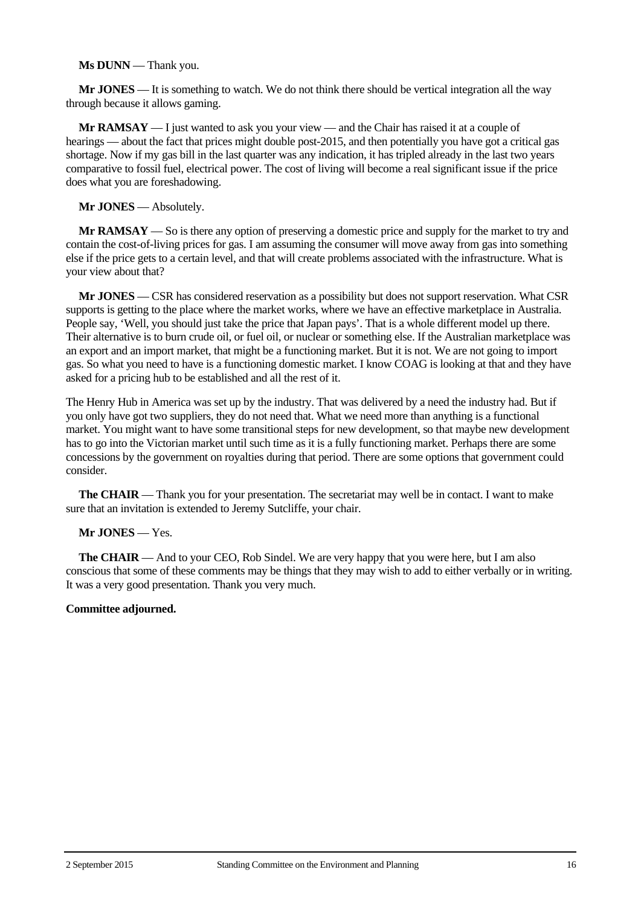**Ms DUNN** — Thank you.

**Mr JONES** — It is something to watch. We do not think there should be vertical integration all the way through because it allows gaming.

**Mr RAMSAY** — I just wanted to ask you your view — and the Chair has raised it at a couple of hearings — about the fact that prices might double post-2015, and then potentially you have got a critical gas shortage. Now if my gas bill in the last quarter was any indication, it has tripled already in the last two years comparative to fossil fuel, electrical power. The cost of living will become a real significant issue if the price does what you are foreshadowing.

**Mr JONES** — Absolutely.

**Mr RAMSAY** — So is there any option of preserving a domestic price and supply for the market to try and contain the cost-of-living prices for gas. I am assuming the consumer will move away from gas into something else if the price gets to a certain level, and that will create problems associated with the infrastructure. What is your view about that?

**Mr JONES** — CSR has considered reservation as a possibility but does not support reservation. What CSR supports is getting to the place where the market works, where we have an effective marketplace in Australia. People say, 'Well, you should just take the price that Japan pays'. That is a whole different model up there. Their alternative is to burn crude oil, or fuel oil, or nuclear or something else. If the Australian marketplace was an export and an import market, that might be a functioning market. But it is not. We are not going to import gas. So what you need to have is a functioning domestic market. I know COAG is looking at that and they have asked for a pricing hub to be established and all the rest of it.

The Henry Hub in America was set up by the industry. That was delivered by a need the industry had. But if you only have got two suppliers, they do not need that. What we need more than anything is a functional market. You might want to have some transitional steps for new development, so that maybe new development has to go into the Victorian market until such time as it is a fully functioning market. Perhaps there are some concessions by the government on royalties during that period. There are some options that government could consider.

**The CHAIR** — Thank you for your presentation. The secretariat may well be in contact. I want to make sure that an invitation is extended to Jeremy Sutcliffe, your chair.

**Mr JONES** — Yes.

**The CHAIR** — And to your CEO, Rob Sindel. We are very happy that you were here, but I am also conscious that some of these comments may be things that they may wish to add to either verbally or in writing. It was a very good presentation. Thank you very much.

**Committee adjourned.**